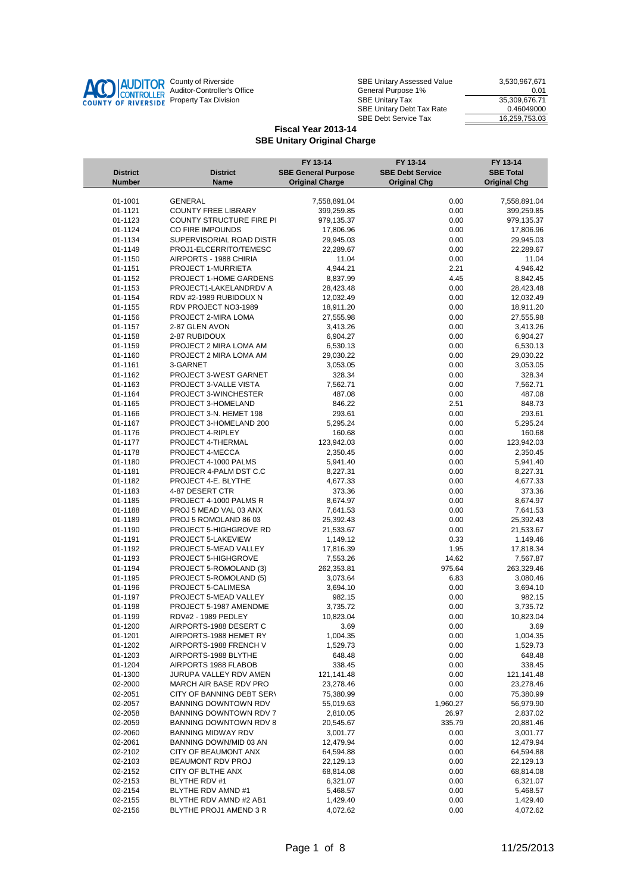AUDITOR CONTROLLER COUNTY OF RIVERSIDE

County of Riverside
Auditor-Controller's Office
Property Tax Division

| | |
|---|---|
| SBE Unitary Assessed Value | 3,530,967,671 |
| General Purpose 1% | 0.01 |
| SBE Unitary Tax | 35,309,676.71 |
| SBE Unitary Debt Tax Rate | 0.46049000 |
| SBE Debt Service Tax | 16,259,753.03 |

## Fiscal Year 2013-14
## SBE Unitary Original Charge

| District Number | District Name | FY 13-14 SBE General Purpose Original Charge | FY 13-14 SBE Debt Service Original Chg | FY 13-14 SBE Total Original Chg |
|---|---|---|---|---|
| 01-1001 | GENERAL | 7,558,891.04 | 0.00 | 7,558,891.04 |
| 01-1121 | COUNTY FREE LIBRARY | 399,259.85 | 0.00 | 399,259.85 |
| 01-1123 | COUNTY STRUCTURE FIRE PI | 979,135.37 | 0.00 | 979,135.37 |
| 01-1124 | CO FIRE IMPOUNDS | 17,806.96 | 0.00 | 17,806.96 |
| 01-1134 | SUPERVISORIAL ROAD DISTR | 29,945.03 | 0.00 | 29,945.03 |
| 01-1149 | PROJ1-ELCERRITO/TEMESC | 22,289.67 | 0.00 | 22,289.67 |
| 01-1150 | AIRPORTS - 1988 CHIRIA | 11.04 | 0.00 | 11.04 |
| 01-1151 | PROJECT 1-MURRIETA | 4,944.21 | 2.21 | 4,946.42 |
| 01-1152 | PROJECT 1-HOME GARDENS | 8,837.99 | 4.45 | 8,842.45 |
| 01-1153 | PROJECT1-LAKELANDRDV A | 28,423.48 | 0.00 | 28,423.48 |
| 01-1154 | RDV #2-1989 RUBIDOUX N | 12,032.49 | 0.00 | 12,032.49 |
| 01-1155 | RDV PROJECT NO3-1989 | 18,911.20 | 0.00 | 18,911.20 |
| 01-1156 | PROJECT 2-MIRA LOMA | 27,555.98 | 0.00 | 27,555.98 |
| 01-1157 | 2-87 GLEN AVON | 3,413.26 | 0.00 | 3,413.26 |
| 01-1158 | 2-87 RUBIDOUX | 6,904.27 | 0.00 | 6,904.27 |
| 01-1159 | PROJECT 2 MIRA LOMA AM | 6,530.13 | 0.00 | 6,530.13 |
| 01-1160 | PROJECT 2 MIRA LOMA AM | 29,030.22 | 0.00 | 29,030.22 |
| 01-1161 | 3-GARNET | 3,053.05 | 0.00 | 3,053.05 |
| 01-1162 | PROJECT 3-WEST GARNET | 328.34 | 0.00 | 328.34 |
| 01-1163 | PROJECT 3-VALLE VISTA | 7,562.71 | 0.00 | 7,562.71 |
| 01-1164 | PROJECT 3-WINCHESTER | 487.08 | 0.00 | 487.08 |
| 01-1165 | PROJECT 3-HOMELAND | 846.22 | 2.51 | 848.73 |
| 01-1166 | PROJECT 3-N. HEMET 198 | 293.61 | 0.00 | 293.61 |
| 01-1167 | PROJECT 3-HOMELAND 200 | 5,295.24 | 0.00 | 5,295.24 |
| 01-1176 | PROJECT 4-RIPLEY | 160.68 | 0.00 | 160.68 |
| 01-1177 | PROJECT 4-THERMAL | 123,942.03 | 0.00 | 123,942.03 |
| 01-1178 | PROJECT 4-MECCA | 2,350.45 | 0.00 | 2,350.45 |
| 01-1180 | PROJECT 4-1000 PALMS | 5,941.40 | 0.00 | 5,941.40 |
| 01-1181 | PROJECR 4-PALM DST C.C | 8,227.31 | 0.00 | 8,227.31 |
| 01-1182 | PROJECT 4-E. BLYTHE | 4,677.33 | 0.00 | 4,677.33 |
| 01-1183 | 4-87 DESERT CTR | 373.36 | 0.00 | 373.36 |
| 01-1185 | PROJECT 4-1000 PALMS R | 8,674.97 | 0.00 | 8,674.97 |
| 01-1188 | PROJ 5 MEAD VAL 03 ANX | 7,641.53 | 0.00 | 7,641.53 |
| 01-1189 | PROJ 5 ROMOLAND 86 03 | 25,392.43 | 0.00 | 25,392.43 |
| 01-1190 | PROJECT 5-HIGHGROVE RD | 21,533.67 | 0.00 | 21,533.67 |
| 01-1191 | PROJECT 5-LAKEVIEW | 1,149.12 | 0.33 | 1,149.46 |
| 01-1192 | PROJECT 5-MEAD VALLEY | 17,816.39 | 1.95 | 17,818.34 |
| 01-1193 | PROJECT 5-HIGHGROVE | 7,553.26 | 14.62 | 7,567.87 |
| 01-1194 | PROJECT 5-ROMOLAND (3) | 262,353.81 | 975.64 | 263,329.46 |
| 01-1195 | PROJECT 5-ROMOLAND (5) | 3,073.64 | 6.83 | 3,080.46 |
| 01-1196 | PROJECT 5-CALIMESA | 3,694.10 | 0.00 | 3,694.10 |
| 01-1197 | PROJECT 5-MEAD VALLEY | 982.15 | 0.00 | 982.15 |
| 01-1198 | PROJECT 5-1987 AMENDME | 3,735.72 | 0.00 | 3,735.72 |
| 01-1199 | RDV#2 - 1989 PEDLEY | 10,823.04 | 0.00 | 10,823.04 |
| 01-1200 | AIRPORTS-1988 DESERT C | 3.69 | 0.00 | 3.69 |
| 01-1201 | AIRPORTS-1988 HEMET RY | 1,004.35 | 0.00 | 1,004.35 |
| 01-1202 | AIRPORTS-1988 FRENCH V | 1,529.73 | 0.00 | 1,529.73 |
| 01-1203 | AIRPORTS-1988 BLYTHE | 648.48 | 0.00 | 648.48 |
| 01-1204 | AIRPORTS 1988 FLABOB | 338.45 | 0.00 | 338.45 |
| 01-1300 | JURUPA VALLEY RDV AMEN | 121,141.48 | 0.00 | 121,141.48 |
| 02-2000 | MARCH AIR BASE RDV PRO | 23,278.46 | 0.00 | 23,278.46 |
| 02-2051 | CITY OF BANNING DEBT SER\ | 75,380.99 | 0.00 | 75,380.99 |
| 02-2057 | BANNING DOWNTOWN RDV | 55,019.63 | 1,960.27 | 56,979.90 |
| 02-2058 | BANNING DOWNTOWN RDV 7 | 2,810.05 | 26.97 | 2,837.02 |
| 02-2059 | BANNING DOWNTOWN RDV 8 | 20,545.67 | 335.79 | 20,881.46 |
| 02-2060 | BANNING MIDWAY RDV | 3,001.77 | 0.00 | 3,001.77 |
| 02-2061 | BANNING DOWN/MID 03 AN | 12,479.94 | 0.00 | 12,479.94 |
| 02-2102 | CITY OF BEAUMONT ANX | 64,594.88 | 0.00 | 64,594.88 |
| 02-2103 | BEAUMONT RDV PROJ | 22,129.13 | 0.00 | 22,129.13 |
| 02-2152 | CITY OF BLTHE ANX | 68,814.08 | 0.00 | 68,814.08 |
| 02-2153 | BLYTHE RDV #1 | 6,321.07 | 0.00 | 6,321.07 |
| 02-2154 | BLYTHE RDV AMND #1 | 5,468.57 | 0.00 | 5,468.57 |
| 02-2155 | BLYTHE RDV AMND #2 AB1 | 1,429.40 | 0.00 | 1,429.40 |
| 02-2156 | BLYTHE PROJ1 AMEND 3 R | 4,072.62 | 0.00 | 4,072.62 |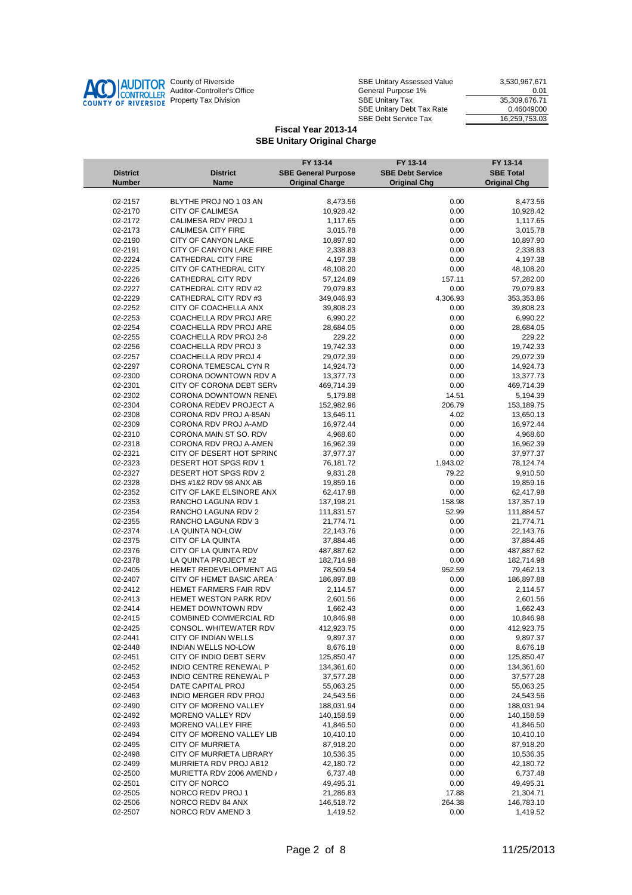County of Riverside
Auditor-Controller's Office
Property Tax Division

| | |
|---|---|
| SBE Unitary Assessed Value | 3,530,967,671 |
| General Purpose 1% | 0.01 |
| SBE Unitary Tax | 35,309,676.71 |
| SBE Unitary Debt Tax Rate | 0.46049000 |
| SBE Debt Service Tax | 16,259,753.03 |

**Fiscal Year 2013-14**
**SBE Unitary Original Charge**

| District Number | District Name | FY 13-14 SBE General Purpose Original Charge | FY 13-14 SBE Debt Service Original Chg | FY 13-14 SBE Total Original Chg |
|---|---|---|---|---|
| 02-2157 | BLYTHE PROJ NO 1 03 AN | 8,473.56 | 0.00 | 8,473.56 |
| 02-2170 | CITY OF CALIMESA | 10,928.42 | 0.00 | 10,928.42 |
| 02-2172 | CALIMESA RDV PROJ 1 | 1,117.65 | 0.00 | 1,117.65 |
| 02-2173 | CALIMESA CITY FIRE | 3,015.78 | 0.00 | 3,015.78 |
| 02-2190 | CITY OF CANYON LAKE | 10,897.90 | 0.00 | 10,897.90 |
| 02-2191 | CITY OF CANYON LAKE FIRE | 2,338.83 | 0.00 | 2,338.83 |
| 02-2224 | CATHEDRAL CITY FIRE | 4,197.38 | 0.00 | 4,197.38 |
| 02-2225 | CITY OF CATHEDRAL CITY | 48,108.20 | 0.00 | 48,108.20 |
| 02-2226 | CATHEDRAL CITY RDV | 57,124.89 | 157.11 | 57,282.00 |
| 02-2227 | CATHEDRAL CITY RDV #2 | 79,079.83 | 0.00 | 79,079.83 |
| 02-2229 | CATHEDRAL CITY RDV #3 | 349,046.93 | 4,306.93 | 353,353.86 |
| 02-2252 | CITY OF COACHELLA ANX | 39,808.23 | 0.00 | 39,808.23 |
| 02-2253 | COACHELLA RDV PROJ ARE | 6,990.22 | 0.00 | 6,990.22 |
| 02-2254 | COACHELLA RDV PROJ ARE | 28,684.05 | 0.00 | 28,684.05 |
| 02-2255 | COACHELLA RDV PROJ 2-8 | 229.22 | 0.00 | 229.22 |
| 02-2256 | COACHELLA RDV PROJ 3 | 19,742.33 | 0.00 | 19,742.33 |
| 02-2257 | COACHELLA RDV PROJ 4 | 29,072.39 | 0.00 | 29,072.39 |
| 02-2297 | CORONA TEMESCAL CYN R | 14,924.73 | 0.00 | 14,924.73 |
| 02-2300 | CORONA DOWNTOWN RDV A | 13,377.73 | 0.00 | 13,377.73 |
| 02-2301 | CITY OF CORONA DEBT SERV | 469,714.39 | 0.00 | 469,714.39 |
| 02-2302 | CORONA DOWNTOWN RENEV | 5,179.88 | 14.51 | 5,194.39 |
| 02-2304 | CORONA REDEV PROJECT A | 152,982.96 | 206.79 | 153,189.75 |
| 02-2308 | CORONA RDV PROJ A-85AN | 13,646.11 | 4.02 | 13,650.13 |
| 02-2309 | CORONA RDV PROJ A-AMD | 16,972.44 | 0.00 | 16,972.44 |
| 02-2310 | CORONA MAIN ST SO. RDV | 4,968.60 | 0.00 | 4,968.60 |
| 02-2318 | CORONA RDV PROJ A-AMEN | 16,962.39 | 0.00 | 16,962.39 |
| 02-2321 | CITY OF DESERT HOT SPRING | 37,977.37 | 0.00 | 37,977.37 |
| 02-2323 | DESERT HOT SPGS RDV 1 | 76,181.72 | 1,943.02 | 78,124.74 |
| 02-2327 | DESERT HOT SPGS RDV 2 | 9,831.28 | 79.22 | 9,910.50 |
| 02-2328 | DHS #1&2 RDV 98 ANX AB | 19,859.16 | 0.00 | 19,859.16 |
| 02-2352 | CITY OF LAKE ELSINORE ANX | 62,417.98 | 0.00 | 62,417.98 |
| 02-2353 | RANCHO LAGUNA RDV 1 | 137,198.21 | 158.98 | 137,357.19 |
| 02-2354 | RANCHO LAGUNA RDV 2 | 111,831.57 | 52.99 | 111,884.57 |
| 02-2355 | RANCHO LAGUNA RDV 3 | 21,774.71 | 0.00 | 21,774.71 |
| 02-2374 | LA QUINTA NO-LOW | 22,143.76 | 0.00 | 22,143.76 |
| 02-2375 | CITY OF LA QUINTA | 37,884.46 | 0.00 | 37,884.46 |
| 02-2376 | CITY OF LA QUINTA RDV | 487,887.62 | 0.00 | 487,887.62 |
| 02-2378 | LA QUINTA PROJECT #2 | 182,714.98 | 0.00 | 182,714.98 |
| 02-2405 | HEMET REDEVELOPMENT AG | 78,509.54 | 952.59 | 79,462.13 |
| 02-2407 | CITY OF HEMET BASIC AREA | 186,897.88 | 0.00 | 186,897.88 |
| 02-2412 | HEMET FARMERS FAIR RDV | 2,114.57 | 0.00 | 2,114.57 |
| 02-2413 | HEMET WESTON PARK RDV | 2,601.56 | 0.00 | 2,601.56 |
| 02-2414 | HEMET DOWNTOWN RDV | 1,662.43 | 0.00 | 1,662.43 |
| 02-2415 | COMBINED COMMERCIAL RD | 10,846.98 | 0.00 | 10,846.98 |
| 02-2425 | CONSOL. WHITEWATER RDV | 412,923.75 | 0.00 | 412,923.75 |
| 02-2441 | CITY OF INDIAN WELLS | 9,897.37 | 0.00 | 9,897.37 |
| 02-2448 | INDIAN WELLS NO-LOW | 8,676.18 | 0.00 | 8,676.18 |
| 02-2451 | CITY OF INDIO DEBT SERV | 125,850.47 | 0.00 | 125,850.47 |
| 02-2452 | INDIO CENTRE RENEWAL P | 134,361.60 | 0.00 | 134,361.60 |
| 02-2453 | INDIO CENTRE RENEWAL P | 37,577.28 | 0.00 | 37,577.28 |
| 02-2454 | DATE CAPITAL PROJ | 55,063.25 | 0.00 | 55,063.25 |
| 02-2463 | INDIO MERGER RDV PROJ | 24,543.56 | 0.00 | 24,543.56 |
| 02-2490 | CITY OF MORENO VALLEY | 188,031.94 | 0.00 | 188,031.94 |
| 02-2492 | MORENO VALLEY RDV | 140,158.59 | 0.00 | 140,158.59 |
| 02-2493 | MORENO VALLEY FIRE | 41,846.50 | 0.00 | 41,846.50 |
| 02-2494 | CITY OF MORENO VALLEY LIB | 10,410.10 | 0.00 | 10,410.10 |
| 02-2495 | CITY OF MURRIETA | 87,918.20 | 0.00 | 87,918.20 |
| 02-2498 | CITY OF MURRIETA LIBRARY | 10,536.35 | 0.00 | 10,536.35 |
| 02-2499 | MURRIETA RDV PROJ AB12 | 42,180.72 | 0.00 | 42,180.72 |
| 02-2500 | MURIETTA RDV 2006 AMEND | 6,737.48 | 0.00 | 6,737.48 |
| 02-2501 | CITY OF NORCO | 49,495.31 | 0.00 | 49,495.31 |
| 02-2505 | NORCO REDV PROJ 1 | 21,286.83 | 17.88 | 21,304.71 |
| 02-2506 | NORCO REDV 84 ANX | 146,518.72 | 264.38 | 146,783.10 |
| 02-2507 | NORCO RDV AMEND 3 | 1,419.52 | 0.00 | 1,419.52 |

11/25/2013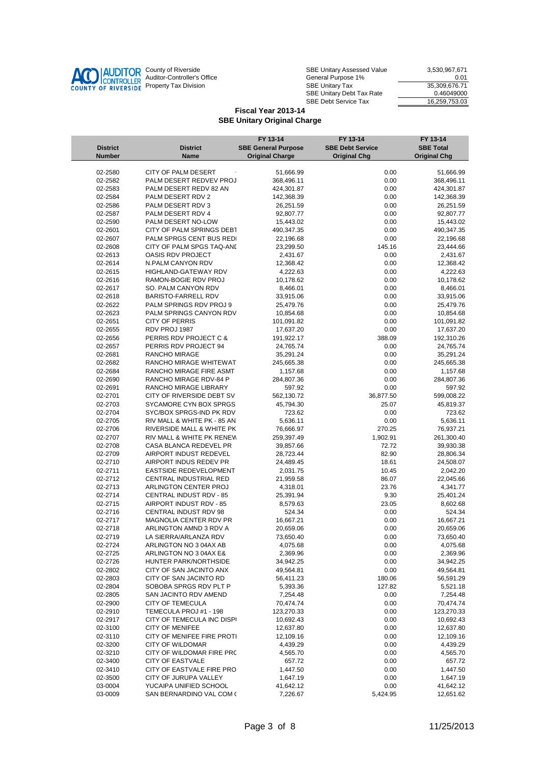County of Riverside
Auditor-Controller's Office
Property Tax Division

| | |
|---|---|
| SBE Unitary Assessed Value | 3,530,967,671 |
| General Purpose 1% | 0.01 |
| SBE Unitary Tax | 35,309,676.71 |
| SBE Unitary Debt Tax Rate | 0.46049000 |
| SBE Debt Service Tax | 16,259,753.03 |

## Fiscal Year 2013-14
## SBE Unitary Original Charge

| District Number | District Name | FY 13-14 SBE General Purpose Original Charge | FY 13-14 SBE Debt Service Original Chg | FY 13-14 SBE Total Original Chg |
|---|---|---|---|---|
| 02-2580 | CITY OF PALM DESERT | 51,666.99 | 0.00 | 51,666.99 |
| 02-2582 | PALM DESERT REDVEV PROJ | 368,496.11 | 0.00 | 368,496.11 |
| 02-2583 | PALM DESERT REDV 82 AN | 424,301.87 | 0.00 | 424,301.87 |
| 02-2584 | PALM DESERT RDV 2 | 142,368.39 | 0.00 | 142,368.39 |
| 02-2586 | PALM DESERT RDV 3 | 26,251.59 | 0.00 | 26,251.59 |
| 02-2587 | PALM DESERT RDV 4 | 92,807.77 | 0.00 | 92,807.77 |
| 02-2590 | PALM DESERT NO-LOW | 15,443.02 | 0.00 | 15,443.02 |
| 02-2601 | CITY OF PALM SPRINGS DEBT | 490,347.35 | 0.00 | 490,347.35 |
| 02-2607 | PALM SPRGS CENT BUS REDI | 22,196.68 | 0.00 | 22,196.68 |
| 02-2608 | CITY OF PALM SPGS TAQ-ANI | 23,299.50 | 145.16 | 23,444.66 |
| 02-2613 | OASIS RDV PROJECT | 2,431.67 | 0.00 | 2,431.67 |
| 02-2614 | N.PALM CANYON RDV | 12,368.42 | 0.00 | 12,368.42 |
| 02-2615 | HIGHLAND-GATEWAY RDV | 4,222.63 | 0.00 | 4,222.63 |
| 02-2616 | RAMON-BOGIE RDV PROJ | 10,178.62 | 0.00 | 10,178.62 |
| 02-2617 | SO. PALM CANYON RDV | 8,466.01 | 0.00 | 8,466.01 |
| 02-2618 | BARISTO-FARRELL RDV | 33,915.06 | 0.00 | 33,915.06 |
| 02-2622 | PALM SPRINGS RDV PROJ 9 | 25,479.76 | 0.00 | 25,479.76 |
| 02-2623 | PALM SPRINGS CANYON RDV | 10,854.68 | 0.00 | 10,854.68 |
| 02-2651 | CITY OF PERRIS | 101,091.82 | 0.00 | 101,091.82 |
| 02-2655 | RDV PROJ 1987 | 17,637.20 | 0.00 | 17,637.20 |
| 02-2656 | PERRIS RDV PROJECT C & | 191,922.17 | 388.09 | 192,310.26 |
| 02-2657 | PERRIS RDV PROJECT 94 | 24,765.74 | 0.00 | 24,765.74 |
| 02-2681 | RANCHO MIRAGE | 35,291.24 | 0.00 | 35,291.24 |
| 02-2682 | RANCHO MIRAGE WHITEWAT | 245,665.38 | 0.00 | 245,665.38 |
| 02-2684 | RANCHO MIRAGE FIRE ASMT | 1,157.68 | 0.00 | 1,157.68 |
| 02-2690 | RANCHO MIRAGE RDV-84 P | 284,807.36 | 0.00 | 284,807.36 |
| 02-2691 | RANCHO MIRAGE LIBRARY | 597.92 | 0.00 | 597.92 |
| 02-2701 | CITY OF RIVERSIDE DEBT SV | 562,130.72 | 36,877.50 | 599,008.22 |
| 02-2703 | SYCAMORE CYN BOX SPRGS | 45,794.30 | 25.07 | 45,819.37 |
| 02-2704 | SYC/BOX SPRGS-IND PK RDV | 723.62 | 0.00 | 723.62 |
| 02-2705 | RIV MALL & WHITE PK - 85 AN | 5,636.11 | 0.00 | 5,636.11 |
| 02-2706 | RIVERSIDE MALL & WHITE PK | 76,666.97 | 270.25 | 76,937.21 |
| 02-2707 | RIV MALL & WHITE PK RENEW | 259,397.49 | 1,902.91 | 261,300.40 |
| 02-2708 | CASA BLANCA REDEVEL PR | 39,857.66 | 72.72 | 39,930.38 |
| 02-2709 | AIRPORT INDUST REDEVEL | 28,723.44 | 82.90 | 28,806.34 |
| 02-2710 | AIRPORT INDUS REDEV PR | 24,489.45 | 18.61 | 24,508.07 |
| 02-2711 | EASTSIDE REDEVELOPMENT | 2,031.75 | 10.45 | 2,042.20 |
| 02-2712 | CENTRAL INDUSTRIAL RED | 21,959.58 | 86.07 | 22,045.66 |
| 02-2713 | ARLINGTON CENTER PROJ | 4,318.01 | 23.76 | 4,341.77 |
| 02-2714 | CENTRAL INDUST RDV - 85 | 25,391.94 | 9.30 | 25,401.24 |
| 02-2715 | AIRPORT INDUST RDV - 85 | 8,579.63 | 23.05 | 8,602.68 |
| 02-2716 | CENTRAL INDUST RDV 98 | 524.34 | 0.00 | 524.34 |
| 02-2717 | MAGNOLIA CENTER RDV PR | 16,667.21 | 0.00 | 16,667.21 |
| 02-2718 | ARLINGTON AMND 3 RDV A | 20,659.06 | 0.00 | 20,659.06 |
| 02-2719 | LA SIERRA/ARLANZA RDV | 73,650.40 | 0.00 | 73,650.40 |
| 02-2724 | ARLINGTON NO 3 04AX AB | 4,075.68 | 0.00 | 4,075.68 |
| 02-2725 | ARLINGTON NO 3 04AX E& | 2,369.96 | 0.00 | 2,369.96 |
| 02-2726 | HUNTER PARK/NORTHSIDE | 34,942.25 | 0.00 | 34,942.25 |
| 02-2802 | CITY OF SAN JACINTO ANX | 49,564.81 | 0.00 | 49,564.81 |
| 02-2803 | CITY OF SAN JACINTO RD | 56,411.23 | 180.06 | 56,591.29 |
| 02-2804 | SOBOBA SPRGS RDV PLT P | 5,393.36 | 127.82 | 5,521.18 |
| 02-2805 | SAN JACINTO RDV AMEND | 7,254.48 | 0.00 | 7,254.48 |
| 02-2900 | CITY OF TEMECULA | 70,474.74 | 0.00 | 70,474.74 |
| 02-2910 | TEMECULA PROJ #1 - 198 | 123,270.33 | 0.00 | 123,270.33 |
| 02-2917 | CITY OF TEMECULA INC DISPI | 10,692.43 | 0.00 | 10,692.43 |
| 02-3100 | CITY OF MENIFEE | 12,637.80 | 0.00 | 12,637.80 |
| 02-3110 | CITY OF MENIFEE FIRE PROTI | 12,109.16 | 0.00 | 12,109.16 |
| 02-3200 | CITY OF WILDOMAR | 4,439.29 | 0.00 | 4,439.29 |
| 02-3210 | CITY OF WILDOMAR FIRE PRC | 4,565.70 | 0.00 | 4,565.70 |
| 02-3400 | CITY OF EASTVALE | 657.72 | 0.00 | 657.72 |
| 02-3410 | CITY OF EASTVALE FIRE PRO | 1,447.50 | 0.00 | 1,447.50 |
| 02-3500 | CITY OF JURUPA VALLEY | 1,647.19 | 0.00 | 1,647.19 |
| 03-0004 | YUCAIPA UNIFIED SCHOOL | 41,642.12 | 0.00 | 41,642.12 |
| 03-0009 | SAN BERNARDINO VAL COM ( | 7,226.67 | 5,424.95 | 12,651.62 |

11/25/2013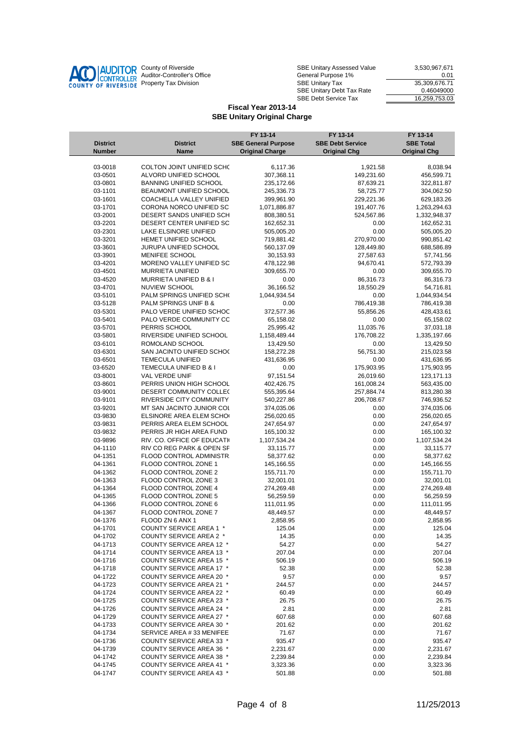AUDITOR CONTROLLER COUNTY OF RIVERSIDE

County of Riverside
Auditor-Controller's Office
Property Tax Division

| | |
|---|---|
| SBE Unitary Assessed Value | 3,530,967,671 |
| General Purpose 1% | 0.01 |
| SBE Unitary Tax | 35,309,676.71 |
| SBE Unitary Debt Tax Rate | 0.46049000 |
| SBE Debt Service Tax | 16,259,753.03 |

## Fiscal Year 2013-14
## SBE Unitary Original Charge

| District Number | District Name | FY 13-14 SBE General Purpose Original Charge | FY 13-14 SBE Debt Service Original Chg | FY 13-14 SBE Total Original Chg |
|---|---|---|---|---|
| 03-0018 | COLTON JOINT UNIFIED SCHO | 6,117.36 | 1,921.58 | 8,038.94 |
| 03-0501 | ALVORD UNIFIED SCHOOL | 307,368.11 | 149,231.60 | 456,599.71 |
| 03-0801 | BANNING UNIFIED SCHOOL | 235,172.66 | 87,639.21 | 322,811.87 |
| 03-1101 | BEAUMONT UNIFIED SCHOOL | 245,336.73 | 58,725.77 | 304,062.50 |
| 03-1601 | COACHELLA VALLEY UNIFIED | 399,961.90 | 229,221.36 | 629,183.26 |
| 03-1701 | CORONA NORCO UNIFIED SC | 1,071,886.87 | 191,407.76 | 1,263,294.63 |
| 03-2001 | DESERT SANDS UNIFIED SCH | 808,380.51 | 524,567.86 | 1,332,948.37 |
| 03-2201 | DESERT CENTER UNIFIED SC | 162,652.31 | 0.00 | 162,652.31 |
| 03-2301 | LAKE ELSINORE UNIFIED | 505,005.20 | 0.00 | 505,005.20 |
| 03-3201 | HEMET UNIFIED SCHOOL | 719,881.42 | 270,970.00 | 990,851.42 |
| 03-3601 | JURUPA UNIFIED SCHOOL | 560,137.09 | 128,449.80 | 688,586.89 |
| 03-3901 | MENIFEE SCHOOL | 30,153.93 | 27,587.63 | 57,741.56 |
| 03-4201 | MORENO VALLEY UNIFIED SC | 478,122.98 | 94,670.41 | 572,793.39 |
| 03-4501 | MURRIETA UNIFIED | 309,655.70 | 0.00 | 309,655.70 |
| 03-4520 | MURRIETA UNIFIED B & I | 0.00 | 86,316.73 | 86,316.73 |
| 03-4701 | NUVIEW SCHOOL | 36,166.52 | 18,550.29 | 54,716.81 |
| 03-5101 | PALM SPRINGS UNIFIED SCHO | 1,044,934.54 | 0.00 | 1,044,934.54 |
| 03-5128 | PALM SPRINGS UNIF B & | 0.00 | 786,419.38 | 786,419.38 |
| 03-5301 | PALO VERDE UNIFIED SCHOC | 372,577.36 | 55,856.26 | 428,433.61 |
| 03-5401 | PALO VERDE COMMUNITY CC | 65,158.02 | 0.00 | 65,158.02 |
| 03-5701 | PERRIS SCHOOL | 25,995.42 | 11,035.76 | 37,031.18 |
| 03-5801 | RIVERSIDE UNIFIED SCHOOL | 1,158,489.44 | 176,708.22 | 1,335,197.66 |
| 03-6101 | ROMOLAND SCHOOL | 13,429.50 | 0.00 | 13,429.50 |
| 03-6301 | SAN JACINTO UNIFIED SCHOO | 158,272.28 | 56,751.30 | 215,023.58 |
| 03-6501 | TEMECULA UNIFIED | 431,636.95 | 0.00 | 431,636.95 |
| 03-6520 | TEMECULA UNIFIED B & I | 0.00 | 175,903.95 | 175,903.95 |
| 03-8001 | VAL VERDE UNIF | 97,151.54 | 26,019.60 | 123,171.13 |
| 03-8601 | PERRIS UNION HIGH SCHOOL | 402,426.75 | 161,008.24 | 563,435.00 |
| 03-9001 | DESERT COMMUNITY COLLEC | 555,395.64 | 257,884.74 | 813,280.38 |
| 03-9101 | RIVERSIDE CITY COMMUNITY | 540,227.86 | 206,708.67 | 746,936.52 |
| 03-9201 | MT SAN JACINTO JUNIOR COL | 374,035.06 | 0.00 | 374,035.06 |
| 03-9830 | ELSINORE AREA ELEM SCHO | 256,020.65 | 0.00 | 256,020.65 |
| 03-9831 | PERRIS AREA ELEM SCHOOL | 247,654.97 | 0.00 | 247,654.97 |
| 03-9832 | PERRIS JR HIGH AREA FUND | 165,100.32 | 0.00 | 165,100.32 |
| 03-9896 | RIV. CO. OFFICE OF EDUCATI | 1,107,534.24 | 0.00 | 1,107,534.24 |
| 04-1110 | RIV CO REG PARK & OPEN SF | 33,115.77 | 0.00 | 33,115.77 |
| 04-1351 | FLOOD CONTROL ADMINISTR | 58,377.62 | 0.00 | 58,377.62 |
| 04-1361 | FLOOD CONTROL ZONE 1 | 145,166.55 | 0.00 | 145,166.55 |
| 04-1362 | FLOOD CONTROL ZONE 2 | 155,711.70 | 0.00 | 155,711.70 |
| 04-1363 | FLOOD CONTROL ZONE 3 | 32,001.01 | 0.00 | 32,001.01 |
| 04-1364 | FLOOD CONTROL ZONE 4 | 274,269.48 | 0.00 | 274,269.48 |
| 04-1365 | FLOOD CONTROL ZONE 5 | 56,259.59 | 0.00 | 56,259.59 |
| 04-1366 | FLOOD CONTROL ZONE 6 | 111,011.95 | 0.00 | 111,011.95 |
| 04-1367 | FLOOD CONTROL ZONE 7 | 48,449.57 | 0.00 | 48,449.57 |
| 04-1376 | FLOOD ZN 6 ANX 1 | 2,858.95 | 0.00 | 2,858.95 |
| 04-1701 | COUNTY SERVICE AREA 1 * | 125.04 | 0.00 | 125.04 |
| 04-1702 | COUNTY SERVICE AREA 2 * | 14.35 | 0.00 | 14.35 |
| 04-1713 | COUNTY SERVICE AREA 12 * | 54.27 | 0.00 | 54.27 |
| 04-1714 | COUNTY SERVICE AREA 13 * | 207.04 | 0.00 | 207.04 |
| 04-1716 | COUNTY SERVICE AREA 15 * | 506.19 | 0.00 | 506.19 |
| 04-1718 | COUNTY SERVICE AREA 17 * | 52.38 | 0.00 | 52.38 |
| 04-1722 | COUNTY SERVICE AREA 20 * | 9.57 | 0.00 | 9.57 |
| 04-1723 | COUNTY SERVICE AREA 21 * | 244.57 | 0.00 | 244.57 |
| 04-1724 | COUNTY SERVICE AREA 22 * | 60.49 | 0.00 | 60.49 |
| 04-1725 | COUNTY SERVICE AREA 23 * | 26.75 | 0.00 | 26.75 |
| 04-1726 | COUNTY SERVICE AREA 24 * | 2.81 | 0.00 | 2.81 |
| 04-1729 | COUNTY SERVICE AREA 27 * | 607.68 | 0.00 | 607.68 |
| 04-1733 | COUNTY SERVICE AREA 30 * | 201.62 | 0.00 | 201.62 |
| 04-1734 | SERVICE AREA # 33 MENIFEE | 71.67 | 0.00 | 71.67 |
| 04-1736 | COUNTY SERVICE AREA 33 * | 935.47 | 0.00 | 935.47 |
| 04-1739 | COUNTY SERVICE AREA 36 * | 2,231.67 | 0.00 | 2,231.67 |
| 04-1742 | COUNTY SERVICE AREA 38 * | 2,239.84 | 0.00 | 2,239.84 |
| 04-1745 | COUNTY SERVICE AREA 41 * | 3,323.36 | 0.00 | 3,323.36 |
| 04-1747 | COUNTY SERVICE AREA 43 * | 501.88 | 0.00 | 501.88 |

11/25/2013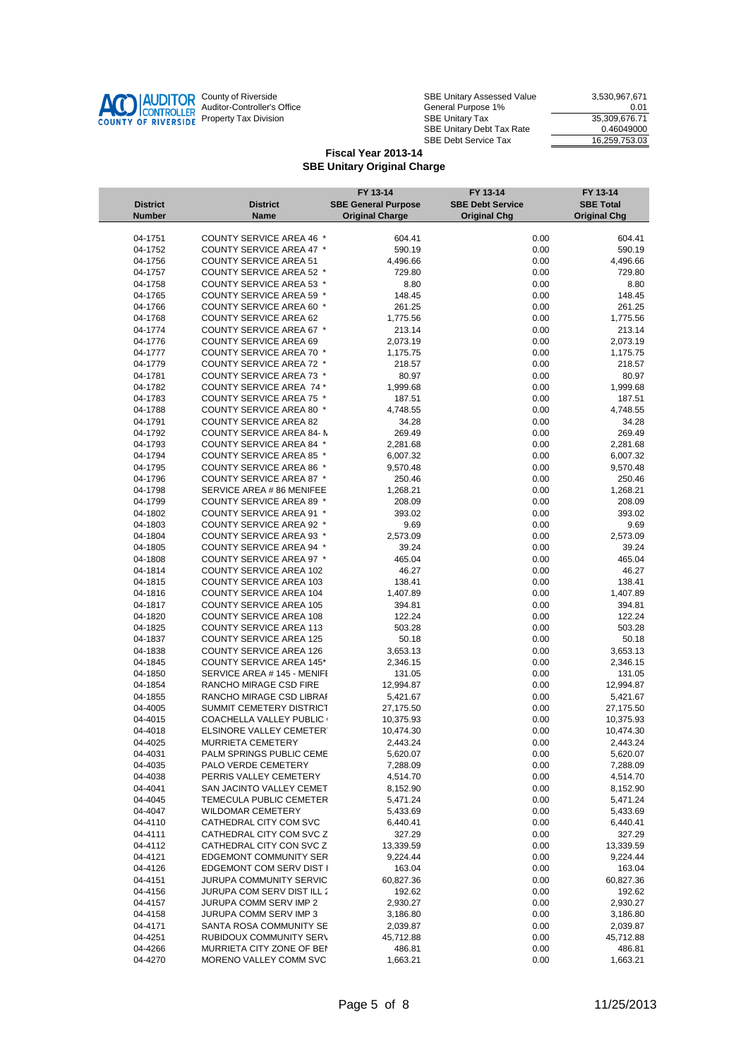County of Riverside
Auditor-Controller's Office
Property Tax Division

| | |
|---|---|
| SBE Unitary Assessed Value | 3,530,967,671 |
| General Purpose 1% | 0.01 |
| SBE Unitary Tax | 35,309,676.71 |
| SBE Unitary Debt Tax Rate | 0.46049000 |
| SBE Debt Service Tax | 16,259,753.03 |

## Fiscal Year 2013-14
## SBE Unitary Original Charge

| District Number | District Name | FY 13-14 SBE General Purpose Original Charge | FY 13-14 SBE Debt Service Original Chg | FY 13-14 SBE Total Original Chg |
|---|---|---|---|---|
| 04-1751 | COUNTY SERVICE AREA 46 * | 604.41 | 0.00 | 604.41 |
| 04-1752 | COUNTY SERVICE AREA 47 * | 590.19 | 0.00 | 590.19 |
| 04-1756 | COUNTY SERVICE AREA 51 | 4,496.66 | 0.00 | 4,496.66 |
| 04-1757 | COUNTY SERVICE AREA 52 * | 729.80 | 0.00 | 729.80 |
| 04-1758 | COUNTY SERVICE AREA 53 * | 8.80 | 0.00 | 8.80 |
| 04-1765 | COUNTY SERVICE AREA 59 * | 148.45 | 0.00 | 148.45 |
| 04-1766 | COUNTY SERVICE AREA 60 * | 261.25 | 0.00 | 261.25 |
| 04-1768 | COUNTY SERVICE AREA 62 | 1,775.56 | 0.00 | 1,775.56 |
| 04-1774 | COUNTY SERVICE AREA 67 * | 213.14 | 0.00 | 213.14 |
| 04-1776 | COUNTY SERVICE AREA 69 | 2,073.19 | 0.00 | 2,073.19 |
| 04-1777 | COUNTY SERVICE AREA 70 * | 1,175.75 | 0.00 | 1,175.75 |
| 04-1779 | COUNTY SERVICE AREA 72 * | 218.57 | 0.00 | 218.57 |
| 04-1781 | COUNTY SERVICE AREA 73 * | 80.97 | 0.00 | 80.97 |
| 04-1782 | COUNTY SERVICE AREA 74 * | 1,999.68 | 0.00 | 1,999.68 |
| 04-1783 | COUNTY SERVICE AREA 75 * | 187.51 | 0.00 | 187.51 |
| 04-1788 | COUNTY SERVICE AREA 80 * | 4,748.55 | 0.00 | 4,748.55 |
| 04-1791 | COUNTY SERVICE AREA 82 | 34.28 | 0.00 | 34.28 |
| 04-1792 | COUNTY SERVICE AREA 84- N | 269.49 | 0.00 | 269.49 |
| 04-1793 | COUNTY SERVICE AREA 84 * | 2,281.68 | 0.00 | 2,281.68 |
| 04-1794 | COUNTY SERVICE AREA 85 * | 6,007.32 | 0.00 | 6,007.32 |
| 04-1795 | COUNTY SERVICE AREA 86 * | 9,570.48 | 0.00 | 9,570.48 |
| 04-1796 | COUNTY SERVICE AREA 87 * | 250.46 | 0.00 | 250.46 |
| 04-1798 | SERVICE AREA # 86 MENIFEE | 1,268.21 | 0.00 | 1,268.21 |
| 04-1799 | COUNTY SERVICE AREA 89 * | 208.09 | 0.00 | 208.09 |
| 04-1802 | COUNTY SERVICE AREA 91 * | 393.02 | 0.00 | 393.02 |
| 04-1803 | COUNTY SERVICE AREA 92 * | 9.69 | 0.00 | 9.69 |
| 04-1804 | COUNTY SERVICE AREA 93 * | 2,573.09 | 0.00 | 2,573.09 |
| 04-1805 | COUNTY SERVICE AREA 94 * | 39.24 | 0.00 | 39.24 |
| 04-1808 | COUNTY SERVICE AREA 97 * | 465.04 | 0.00 | 465.04 |
| 04-1814 | COUNTY SERVICE AREA 102 | 46.27 | 0.00 | 46.27 |
| 04-1815 | COUNTY SERVICE AREA 103 | 138.41 | 0.00 | 138.41 |
| 04-1816 | COUNTY SERVICE AREA 104 | 1,407.89 | 0.00 | 1,407.89 |
| 04-1817 | COUNTY SERVICE AREA 105 | 394.81 | 0.00 | 394.81 |
| 04-1820 | COUNTY SERVICE AREA 108 | 122.24 | 0.00 | 122.24 |
| 04-1825 | COUNTY SERVICE AREA 113 | 503.28 | 0.00 | 503.28 |
| 04-1837 | COUNTY SERVICE AREA 125 | 50.18 | 0.00 | 50.18 |
| 04-1838 | COUNTY SERVICE AREA 126 | 3,653.13 | 0.00 | 3,653.13 |
| 04-1845 | COUNTY SERVICE AREA 145* | 2,346.15 | 0.00 | 2,346.15 |
| 04-1850 | SERVICE AREA # 145 - MENIFE | 131.05 | 0.00 | 131.05 |
| 04-1854 | RANCHO MIRAGE CSD FIRE | 12,994.87 | 0.00 | 12,994.87 |
| 04-1855 | RANCHO MIRAGE CSD LIBRAI | 5,421.67 | 0.00 | 5,421.67 |
| 04-4005 | SUMMIT CEMETERY DISTRICT | 27,175.50 | 0.00 | 27,175.50 |
| 04-4015 | COACHELLA VALLEY PUBLIC | 10,375.93 | 0.00 | 10,375.93 |
| 04-4018 | ELSINORE VALLEY CEMETER | 10,474.30 | 0.00 | 10,474.30 |
| 04-4025 | MURRIETA CEMETERY | 2,443.24 | 0.00 | 2,443.24 |
| 04-4031 | PALM SPRINGS PUBLIC CEME | 5,620.07 | 0.00 | 5,620.07 |
| 04-4035 | PALO VERDE CEMETERY | 7,288.09 | 0.00 | 7,288.09 |
| 04-4038 | PERRIS VALLEY CEMETERY | 4,514.70 | 0.00 | 4,514.70 |
| 04-4041 | SAN JACINTO VALLEY CEMET | 8,152.90 | 0.00 | 8,152.90 |
| 04-4045 | TEMECULA PUBLIC CEMETER | 5,471.24 | 0.00 | 5,471.24 |
| 04-4047 | WILDOMAR CEMETERY | 5,433.69 | 0.00 | 5,433.69 |
| 04-4110 | CATHEDRAL CITY COM SVC | 6,440.41 | 0.00 | 6,440.41 |
| 04-4111 | CATHEDRAL CITY COM SVC Z | 327.29 | 0.00 | 327.29 |
| 04-4112 | CATHEDRAL CITY CON SVC Z | 13,339.59 | 0.00 | 13,339.59 |
| 04-4121 | EDGEMONT COMMUNITY SER | 9,224.44 | 0.00 | 9,224.44 |
| 04-4126 | EDGEMONT COM SERV DIST I | 163.04 | 0.00 | 163.04 |
| 04-4151 | JURUPA COMMUNITY SERVIC | 60,827.36 | 0.00 | 60,827.36 |
| 04-4156 | JURUPA COM SERV DIST ILL 2 | 192.62 | 0.00 | 192.62 |
| 04-4157 | JURUPA COMM SERV IMP 2 | 2,930.27 | 0.00 | 2,930.27 |
| 04-4158 | JURUPA COMM SERV IMP 3 | 3,186.80 | 0.00 | 3,186.80 |
| 04-4171 | SANTA ROSA COMMUNITY SE | 2,039.87 | 0.00 | 2,039.87 |
| 04-4251 | RUBIDOUX COMMUNITY SERV | 45,712.88 | 0.00 | 45,712.88 |
| 04-4266 | MURRIETA CITY ZONE OF BEI | 486.81 | 0.00 | 486.81 |
| 04-4270 | MORENO VALLEY COMM SVC | 1,663.21 | 0.00 | 1,663.21 |

11/25/2013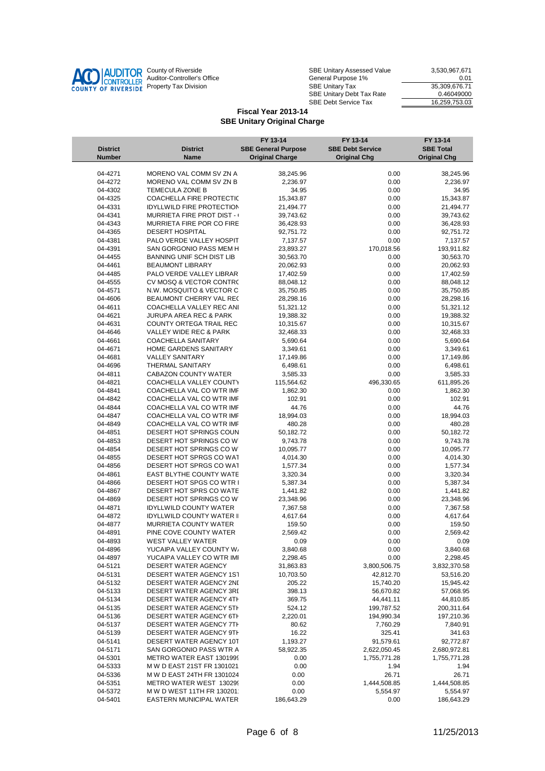County of Riverside
Auditor-Controller's Office
Property Tax Division

| | |
|---|---|
| SBE Unitary Assessed Value | 3,530,967,671 |
| General Purpose 1% | 0.01 |
| SBE Unitary Tax | 35,309,676.71 |
| SBE Unitary Debt Tax Rate | 0.46049000 |
| SBE Debt Service Tax | 16,259,753.03 |

## Fiscal Year 2013-14
## SBE Unitary Original Charge

| District Number | District Name | FY 13-14 SBE General Purpose Original Charge | FY 13-14 SBE Debt Service Original Chg | FY 13-14 SBE Total Original Chg |
|---|---|---|---|---|
| 04-4271 | MORENO VAL COMM SV ZN A | 38,245.96 | 0.00 | 38,245.96 |
| 04-4272 | MORENO VAL COMM SV ZN B | 2,236.97 | 0.00 | 2,236.97 |
| 04-4302 | TEMECULA ZONE B | 34.95 | 0.00 | 34.95 |
| 04-4325 | COACHELLA FIRE PROTECTIC | 15,343.87 | 0.00 | 15,343.87 |
| 04-4331 | IDYLLWILD FIRE PROTECTION | 21,494.77 | 0.00 | 21,494.77 |
| 04-4341 | MURRIETA FIRE PROT DIST - | 39,743.62 | 0.00 | 39,743.62 |
| 04-4343 | MURRIETA FIRE POR CO FIRE | 36,428.93 | 0.00 | 36,428.93 |
| 04-4365 | DESERT HOSPITAL | 92,751.72 | 0.00 | 92,751.72 |
| 04-4381 | PALO VERDE VALLEY HOSPIT | 7,137.57 | 0.00 | 7,137.57 |
| 04-4391 | SAN GORGONIO PASS MEM H | 23,893.27 | 170,018.56 | 193,911.82 |
| 04-4455 | BANNING UNIF SCH DIST LIB | 30,563.70 | 0.00 | 30,563.70 |
| 04-4461 | BEAUMONT LIBRARY | 20,062.93 | 0.00 | 20,062.93 |
| 04-4485 | PALO VERDE VALLEY LIBRAR | 17,402.59 | 0.00 | 17,402.59 |
| 04-4555 | CV MOSQ & VECTOR CONTRC | 88,048.12 | 0.00 | 88,048.12 |
| 04-4571 | N.W. MOSQUITO & VECTOR C | 35,750.85 | 0.00 | 35,750.85 |
| 04-4606 | BEAUMONT CHERRY VAL REC | 28,298.16 | 0.00 | 28,298.16 |
| 04-4611 | COACHELLA VALLEY REC ANI | 51,321.12 | 0.00 | 51,321.12 |
| 04-4621 | JURUPA AREA REC & PARK | 19,388.32 | 0.00 | 19,388.32 |
| 04-4631 | COUNTY ORTEGA TRAIL REC | 10,315.67 | 0.00 | 10,315.67 |
| 04-4646 | VALLEY WIDE REC & PARK | 32,468.33 | 0.00 | 32,468.33 |
| 04-4661 | COACHELLA SANITARY | 5,690.64 | 0.00 | 5,690.64 |
| 04-4671 | HOME GARDENS SANITARY | 3,349.61 | 0.00 | 3,349.61 |
| 04-4681 | VALLEY SANITARY | 17,149.86 | 0.00 | 17,149.86 |
| 04-4696 | THERMAL SANITARY | 6,498.61 | 0.00 | 6,498.61 |
| 04-4811 | CABAZON COUNTY WATER | 3,585.33 | 0.00 | 3,585.33 |
| 04-4821 | COACHELLA VALLEY COUNTY | 115,564.62 | 496,330.65 | 611,895.26 |
| 04-4841 | COACHELLA VAL CO WTR IMF | 1,862.30 | 0.00 | 1,862.30 |
| 04-4842 | COACHELLA VAL CO WTR IMF | 102.91 | 0.00 | 102.91 |
| 04-4844 | COACHELLA VAL CO WTR IMF | 44.76 | 0.00 | 44.76 |
| 04-4847 | COACHELLA VAL CO WTR IMF | 18,994.03 | 0.00 | 18,994.03 |
| 04-4849 | COACHELLA VAL CO WTR IMF | 480.28 | 0.00 | 480.28 |
| 04-4851 | DESERT HOT SPRINGS COUN | 50,182.72 | 0.00 | 50,182.72 |
| 04-4853 | DESERT HOT SPRINGS CO W | 9,743.78 | 0.00 | 9,743.78 |
| 04-4854 | DESERT HOT SPRINGS CO W | 10,095.77 | 0.00 | 10,095.77 |
| 04-4855 | DESERT HOT SPRGS CO WAT | 4,014.30 | 0.00 | 4,014.30 |
| 04-4856 | DESERT HOT SPRGS CO WAT | 1,577.34 | 0.00 | 1,577.34 |
| 04-4861 | EAST BLYTHE COUNTY WATE | 3,320.34 | 0.00 | 3,320.34 |
| 04-4866 | DESERT HOT SPGS CO WTR I | 5,387.34 | 0.00 | 5,387.34 |
| 04-4867 | DESERT HOT SPRS CO WATE | 1,441.82 | 0.00 | 1,441.82 |
| 04-4869 | DESERT HOT SPRINGS CO W | 23,348.96 | 0.00 | 23,348.96 |
| 04-4871 | IDYLLWILD COUNTY WATER | 7,367.58 | 0.00 | 7,367.58 |
| 04-4872 | IDYLLWILD COUNTY WATER I | 4,617.64 | 0.00 | 4,617.64 |
| 04-4877 | MURRIETA COUNTY WATER | 159.50 | 0.00 | 159.50 |
| 04-4891 | PINE COVE COUNTY WATER | 2,569.42 | 0.00 | 2,569.42 |
| 04-4893 | WEST VALLEY WATER | 0.09 | 0.00 | 0.09 |
| 04-4896 | YUCAIPA VALLEY COUNTY W | 3,840.68 | 0.00 | 3,840.68 |
| 04-4897 | YUCAIPA VALLEY CO WTR IMI | 2,298.45 | 0.00 | 2,298.45 |
| 04-5121 | DESERT WATER AGENCY | 31,863.83 | 3,800,506.75 | 3,832,370.58 |
| 04-5131 | DESERT WATER AGENCY 1ST | 10,703.50 | 42,812.70 | 53,516.20 |
| 04-5132 | DESERT WATER AGENCY 2NI | 205.22 | 15,740.20 | 15,945.42 |
| 04-5133 | DESERT WATER AGENCY 3RI | 398.13 | 56,670.82 | 57,068.95 |
| 04-5134 | DESERT WATER AGENCY 4TH | 369.75 | 44,441.11 | 44,810.85 |
| 04-5135 | DESERT WATER AGENCY 5TH | 524.12 | 199,787.52 | 200,311.64 |
| 04-5136 | DESERT WATER AGENCY 6TH | 2,220.01 | 194,990.34 | 197,210.36 |
| 04-5137 | DESERT WATER AGENCY 7TH | 80.62 | 7,760.29 | 7,840.91 |
| 04-5139 | DESERT WATER AGENCY 9TH | 16.22 | 325.41 | 341.63 |
| 04-5141 | DESERT WATER AGENCY 10T | 1,193.27 | 91,579.61 | 92,772.87 |
| 04-5171 | SAN GORGONIO PASS WTR A | 58,922.35 | 2,622,050.45 | 2,680,972.81 |
| 04-5301 | METRO WATER EAST 1301999 | 0.00 | 1,755,771.28 | 1,755,771.28 |
| 04-5333 | M W D EAST 21ST FR 1301021 | 0.00 | 1.94 | 1.94 |
| 04-5336 | M W D EAST 24TH FR 1301024 | 0.00 | 26.71 | 26.71 |
| 04-5351 | METRO WATER WEST 130299 | 0.00 | 1,444,508.85 | 1,444,508.85 |
| 04-5372 | M W D WEST 11TH FR 130201 | 0.00 | 5,554.97 | 5,554.97 |
| 04-5401 | EASTERN MUNICIPAL WATER | 186,643.29 | 0.00 | 186,643.29 |

11/25/2013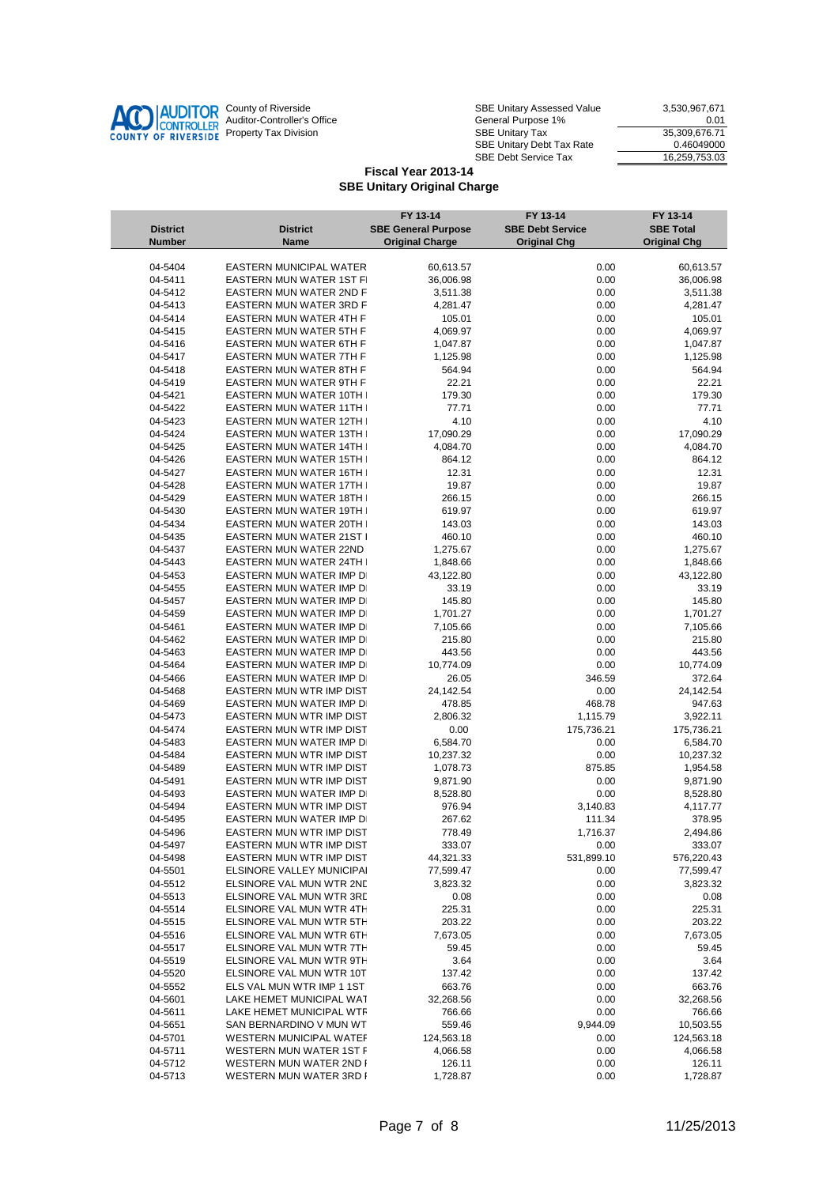AUDITOR CONTROLLER COUNTY OF RIVERSIDE

County of Riverside
Auditor-Controller's Office
Property Tax Division

| | |
|---|---|
| SBE Unitary Assessed Value | 3,530,967,671 |
| General Purpose 1% | 0.01 |
| SBE Unitary Tax | 35,309,676.71 |
| SBE Unitary Debt Tax Rate | 0.46049000 |
| SBE Debt Service Tax | 16,259,753.03 |

## Fiscal Year 2013-14
## SBE Unitary Original Charge

| District Number | District Name | FY 13-14 SBE General Purpose Original Charge | FY 13-14 SBE Debt Service Original Chg | FY 13-14 SBE Total Original Chg |
|---|---|---|---|---|
| 04-5404 | EASTERN MUNICIPAL WATER | 60,613.57 | 0.00 | 60,613.57 |
| 04-5411 | EASTERN MUN WATER 1ST FI | 36,006.98 | 0.00 | 36,006.98 |
| 04-5412 | EASTERN MUN WATER 2ND F | 3,511.38 | 0.00 | 3,511.38 |
| 04-5413 | EASTERN MUN WATER 3RD F | 4,281.47 | 0.00 | 4,281.47 |
| 04-5414 | EASTERN MUN WATER 4TH F | 105.01 | 0.00 | 105.01 |
| 04-5415 | EASTERN MUN WATER 5TH F | 4,069.97 | 0.00 | 4,069.97 |
| 04-5416 | EASTERN MUN WATER 6TH F | 1,047.87 | 0.00 | 1,047.87 |
| 04-5417 | EASTERN MUN WATER 7TH F | 1,125.98 | 0.00 | 1,125.98 |
| 04-5418 | EASTERN MUN WATER 8TH F | 564.94 | 0.00 | 564.94 |
| 04-5419 | EASTERN MUN WATER 9TH F | 22.21 | 0.00 | 22.21 |
| 04-5421 | EASTERN MUN WATER 10TH I | 179.30 | 0.00 | 179.30 |
| 04-5422 | EASTERN MUN WATER 11TH I | 77.71 | 0.00 | 77.71 |
| 04-5423 | EASTERN MUN WATER 12TH I | 4.10 | 0.00 | 4.10 |
| 04-5424 | EASTERN MUN WATER 13TH I | 17,090.29 | 0.00 | 17,090.29 |
| 04-5425 | EASTERN MUN WATER 14TH I | 4,084.70 | 0.00 | 4,084.70 |
| 04-5426 | EASTERN MUN WATER 15TH I | 864.12 | 0.00 | 864.12 |
| 04-5427 | EASTERN MUN WATER 16TH I | 12.31 | 0.00 | 12.31 |
| 04-5428 | EASTERN MUN WATER 17TH I | 19.87 | 0.00 | 19.87 |
| 04-5429 | EASTERN MUN WATER 18TH I | 266.15 | 0.00 | 266.15 |
| 04-5430 | EASTERN MUN WATER 19TH I | 619.97 | 0.00 | 619.97 |
| 04-5434 | EASTERN MUN WATER 20TH I | 143.03 | 0.00 | 143.03 |
| 04-5435 | EASTERN MUN WATER 21ST I | 460.10 | 0.00 | 460.10 |
| 04-5437 | EASTERN MUN WATER 22ND | 1,275.67 | 0.00 | 1,275.67 |
| 04-5443 | EASTERN MUN WATER 24TH I | 1,848.66 | 0.00 | 1,848.66 |
| 04-5453 | EASTERN MUN WATER IMP DI | 43,122.80 | 0.00 | 43,122.80 |
| 04-5455 | EASTERN MUN WATER IMP DI | 33.19 | 0.00 | 33.19 |
| 04-5457 | EASTERN MUN WATER IMP DI | 145.80 | 0.00 | 145.80 |
| 04-5459 | EASTERN MUN WATER IMP DI | 1,701.27 | 0.00 | 1,701.27 |
| 04-5461 | EASTERN MUN WATER IMP DI | 7,105.66 | 0.00 | 7,105.66 |
| 04-5462 | EASTERN MUN WATER IMP DI | 215.80 | 0.00 | 215.80 |
| 04-5463 | EASTERN MUN WATER IMP DI | 443.56 | 0.00 | 443.56 |
| 04-5464 | EASTERN MUN WATER IMP DI | 10,774.09 | 0.00 | 10,774.09 |
| 04-5466 | EASTERN MUN WATER IMP DI | 26.05 | 346.59 | 372.64 |
| 04-5468 | EASTERN MUN WTR IMP DIST | 24,142.54 | 0.00 | 24,142.54 |
| 04-5469 | EASTERN MUN WATER IMP DI | 478.85 | 468.78 | 947.63 |
| 04-5473 | EASTERN MUN WTR IMP DIST | 2,806.32 | 1,115.79 | 3,922.11 |
| 04-5474 | EASTERN MUN WTR IMP DIST | 0.00 | 175,736.21 | 175,736.21 |
| 04-5483 | EASTERN MUN WATER IMP DI | 6,584.70 | 0.00 | 6,584.70 |
| 04-5484 | EASTERN MUN WTR IMP DIST | 10,237.32 | 0.00 | 10,237.32 |
| 04-5489 | EASTERN MUN WTR IMP DIST | 1,078.73 | 875.85 | 1,954.58 |
| 04-5491 | EASTERN MUN WTR IMP DIST | 9,871.90 | 0.00 | 9,871.90 |
| 04-5493 | EASTERN MUN WATER IMP DI | 8,528.80 | 0.00 | 8,528.80 |
| 04-5494 | EASTERN MUN WTR IMP DIST | 976.94 | 3,140.83 | 4,117.77 |
| 04-5495 | EASTERN MUN WATER IMP DI | 267.62 | 111.34 | 378.95 |
| 04-5496 | EASTERN MUN WTR IMP DIST | 778.49 | 1,716.37 | 2,494.86 |
| 04-5497 | EASTERN MUN WTR IMP DIST | 333.07 | 0.00 | 333.07 |
| 04-5498 | EASTERN MUN WTR IMP DIST | 44,321.33 | 531,899.10 | 576,220.43 |
| 04-5501 | ELSINORE VALLEY MUNICIPAI | 77,599.47 | 0.00 | 77,599.47 |
| 04-5512 | ELSINORE VAL MUN WTR 2ND | 3,823.32 | 0.00 | 3,823.32 |
| 04-5513 | ELSINORE VAL MUN WTR 3RD | 0.08 | 0.00 | 0.08 |
| 04-5514 | ELSINORE VAL MUN WTR 4TH | 225.31 | 0.00 | 225.31 |
| 04-5515 | ELSINORE VAL MUN WTR 5TH | 203.22 | 0.00 | 203.22 |
| 04-5516 | ELSINORE VAL MUN WTR 6TH | 7,673.05 | 0.00 | 7,673.05 |
| 04-5517 | ELSINORE VAL MUN WTR 7TH | 59.45 | 0.00 | 59.45 |
| 04-5519 | ELSINORE VAL MUN WTR 9TH | 3.64 | 0.00 | 3.64 |
| 04-5520 | ELSINORE VAL MUN WTR 10T | 137.42 | 0.00 | 137.42 |
| 04-5552 | ELS VAL MUN WTR IMP 1 1ST | 663.76 | 0.00 | 663.76 |
| 04-5601 | LAKE HEMET MUNICIPAL WAT | 32,268.56 | 0.00 | 32,268.56 |
| 04-5611 | LAKE HEMET MUNICIPAL WTF | 766.66 | 0.00 | 766.66 |
| 04-5651 | SAN BERNARDINO V MUN WT | 559.46 | 9,944.09 | 10,503.55 |
| 04-5701 | WESTERN MUNICIPAL WATEF | 124,563.18 | 0.00 | 124,563.18 |
| 04-5711 | WESTERN MUN WATER 1ST F | 4,066.58 | 0.00 | 4,066.58 |
| 04-5712 | WESTERN MUN WATER 2ND I | 126.11 | 0.00 | 126.11 |
| 04-5713 | WESTERN MUN WATER 3RD I | 1,728.87 | 0.00 | 1,728.87 |

11/25/2013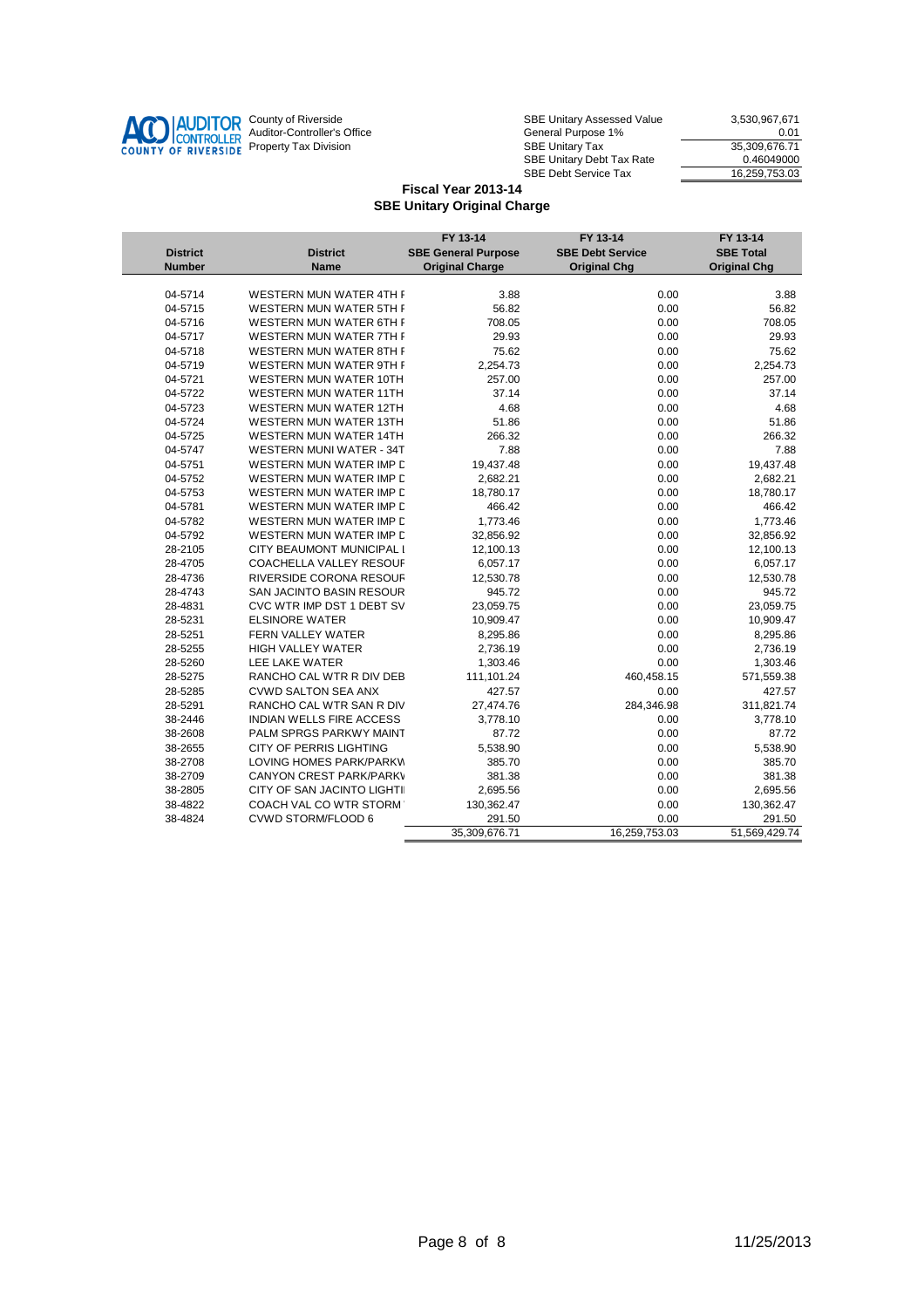County of Riverside
Auditor-Controller's Office
Property Tax Division

| | |
|---|---|
| SBE Unitary Assessed Value | 3,530,967,671 |
| General Purpose 1% | 0.01 |
| SBE Unitary Tax | 35,309,676.71 |
| SBE Unitary Debt Tax Rate | 0.46049000 |
| SBE Debt Service Tax | 16,259,753.03 |

## Fiscal Year 2013-14
## SBE Unitary Original Charge

| District Number | District Name | FY 13-14 SBE General Purpose Original Charge | FY 13-14 SBE Debt Service Original Chg | FY 13-14 SBE Total Original Chg |
|---|---|---|---|---|
| 04-5714 | WESTERN MUN WATER 4TH F | 3.88 | 0.00 | 3.88 |
| 04-5715 | WESTERN MUN WATER 5TH F | 56.82 | 0.00 | 56.82 |
| 04-5716 | WESTERN MUN WATER 6TH F | 708.05 | 0.00 | 708.05 |
| 04-5717 | WESTERN MUN WATER 7TH F | 29.93 | 0.00 | 29.93 |
| 04-5718 | WESTERN MUN WATER 8TH F | 75.62 | 0.00 | 75.62 |
| 04-5719 | WESTERN MUN WATER 9TH F | 2,254.73 | 0.00 | 2,254.73 |
| 04-5721 | WESTERN MUN WATER 10TH | 257.00 | 0.00 | 257.00 |
| 04-5722 | WESTERN MUN WATER 11TH | 37.14 | 0.00 | 37.14 |
| 04-5723 | WESTERN MUN WATER 12TH | 4.68 | 0.00 | 4.68 |
| 04-5724 | WESTERN MUN WATER 13TH | 51.86 | 0.00 | 51.86 |
| 04-5725 | WESTERN MUN WATER 14TH | 266.32 | 0.00 | 266.32 |
| 04-5747 | WESTERN MUNI WATER - 34T | 7.88 | 0.00 | 7.88 |
| 04-5751 | WESTERN MUN WATER IMP D | 19,437.48 | 0.00 | 19,437.48 |
| 04-5752 | WESTERN MUN WATER IMP D | 2,682.21 | 0.00 | 2,682.21 |
| 04-5753 | WESTERN MUN WATER IMP D | 18,780.17 | 0.00 | 18,780.17 |
| 04-5781 | WESTERN MUN WATER IMP D | 466.42 | 0.00 | 466.42 |
| 04-5782 | WESTERN MUN WATER IMP D | 1,773.46 | 0.00 | 1,773.46 |
| 04-5792 | WESTERN MUN WATER IMP D | 32,856.92 | 0.00 | 32,856.92 |
| 28-2105 | CITY BEAUMONT MUNICIPAL I | 12,100.13 | 0.00 | 12,100.13 |
| 28-4705 | COACHELLA VALLEY RESOUF | 6,057.17 | 0.00 | 6,057.17 |
| 28-4736 | RIVERSIDE CORONA RESOUF | 12,530.78 | 0.00 | 12,530.78 |
| 28-4743 | SAN JACINTO BASIN RESOUR | 945.72 | 0.00 | 945.72 |
| 28-4831 | CVC WTR IMP DST 1 DEBT SV | 23,059.75 | 0.00 | 23,059.75 |
| 28-5231 | ELSINORE WATER | 10,909.47 | 0.00 | 10,909.47 |
| 28-5251 | FERN VALLEY WATER | 8,295.86 | 0.00 | 8,295.86 |
| 28-5255 | HIGH VALLEY WATER | 2,736.19 | 0.00 | 2,736.19 |
| 28-5260 | LEE LAKE WATER | 1,303.46 | 0.00 | 1,303.46 |
| 28-5275 | RANCHO CAL WTR R DIV DEB | 111,101.24 | 460,458.15 | 571,559.38 |
| 28-5285 | CVWD SALTON SEA ANX | 427.57 | 0.00 | 427.57 |
| 28-5291 | RANCHO CAL WTR SAN R DIV | 27,474.76 | 284,346.98 | 311,821.74 |
| 38-2446 | INDIAN WELLS FIRE ACCESS | 3,778.10 | 0.00 | 3,778.10 |
| 38-2608 | PALM SPRGS PARKWY MAINT | 87.72 | 0.00 | 87.72 |
| 38-2655 | CITY OF PERRIS LIGHTING | 5,538.90 | 0.00 | 5,538.90 |
| 38-2708 | LOVING HOMES PARK/PARKW | 385.70 | 0.00 | 385.70 |
| 38-2709 | CANYON CREST PARK/PARKV | 381.38 | 0.00 | 381.38 |
| 38-2805 | CITY OF SAN JACINTO LIGHTI | 2,695.56 | 0.00 | 2,695.56 |
| 38-4822 | COACH VAL CO WTR STORM | 130,362.47 | 0.00 | 130,362.47 |
| 38-4824 | CVWD STORM/FLOOD 6 | 291.50 | 0.00 | 291.50 |
| | | 35,309,676.71 | 16,259,753.03 | 51,569,429.74 |